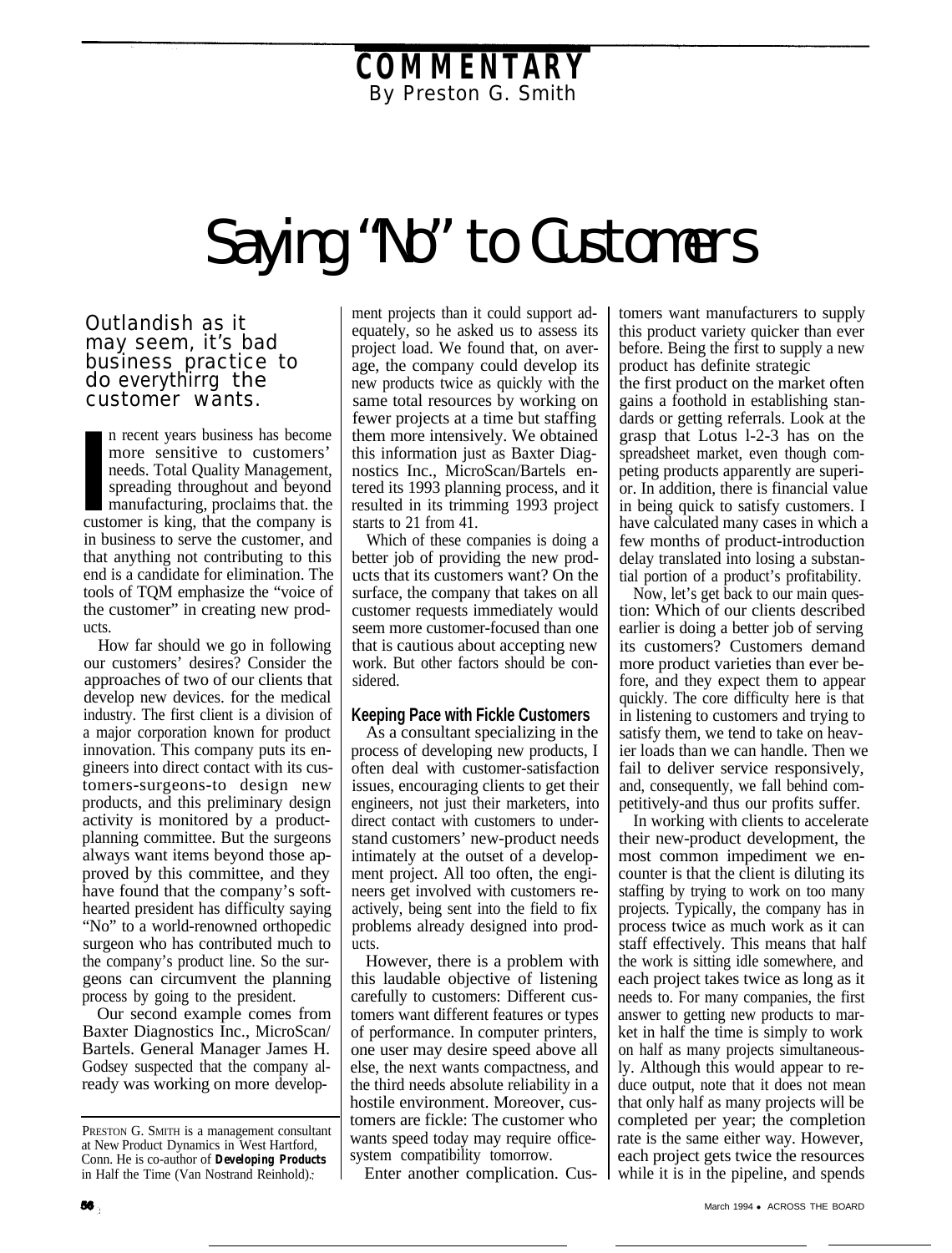COMMENTARY

By Preston G. Smith

# Saying "No" to Customers

**Outlandish as it may seem, it's bad business practice to do everythirrg the customer wants.**

In recent years business has become more sensitive to customers' needs. Total Quality Management, spreading throughout and beyond manufacturing, proclaims that. the customer is king, that the company is in business to serve the customer, and that anything not contributing to this end is a candidate for elimination. The tools of TQM emphasize the "voice of the customer" in creating new products.

How far should we go in following our customers' desires? Consider the approaches of two of our clients that develop new devices. for the medical industry. The first client is a division of a major corporation known for product innovation. This company puts its engineers into direct contact with its customers-surgeons-to design new products, and this preliminary design activity is monitored by a product-planning committee. But the surgeons always want items beyond those approved by this committee, and they have found that the company's soft-hearted president has difficulty saying "No" to a world-renowned orthopedic surgeon who has contributed much to the company's product line. So the surgeons can circumvent the planning process by going to the president.

Our second example comes from Baxter Diagnostics Inc., MicroScan/Bartels. General Manager James H. Godsey suspected that the company already was working on more development projects than it could support adequately, so he asked us to assess its project load. We found that, on average, the company could develop its new products twice as quickly with the same total resources by working on fewer projects at a time but staffing them more intensively. We obtained this information just as Baxter Diagnostics Inc., MicroScan/Bartels entered its 1993 planning process, and it resulted in its trimming 1993 project starts to 21 from 41.

Which of these companies is doing a better job of providing the new products that its customers want? On the surface, the company that takes on all customer requests immediately would seem more customer-focused than one that is cautious about accepting new work. But other factors should be considered.

## Keeping Pace with Fickle Customers

As a consultant specializing in the process of developing new products, I often deal with customer-satisfaction issues, encouraging clients to get their engineers, not just their marketers, into direct contact with customers to understand customers' new-product needs intimately at the outset of a development project. All too often, the engineers get involved with customers reactively, being sent into the field to fix problems already designed into products.

However, there is a problem with this laudable objective of listening carefully to customers: Different customers want different features or types of performance. In computer printers, one user may desire speed above all else, the next wants compactness, and the third needs absolute reliability in a hostile environment. Moreover, customers are fickle: The customer who wants speed today may require office-system compatibility tomorrow.

Enter another complication. Customers want manufacturers to supply this product variety quicker than ever before. Being the first to supply a new product has definite strategic the first product on the market often gains a foothold in establishing standards or getting referrals. Look at the grasp that Lotus l-2-3 has on the spreadsheet market, even though competing products apparently are superior. In addition, there is financial value in being quick to satisfy customers. I have calculated many cases in which a few months of product-introduction delay translated into losing a substantial portion of a product's profitability.

Now, let's get back to our main question: Which of our clients described earlier is doing a better job of serving its customers? Customers demand more product varieties than ever before, and they expect them to appear quickly. The core difficulty here is that in listening to customers and trying to satisfy them, we tend to take on heavier loads than we can handle. Then we fail to deliver service responsively, and, consequently, we fall behind competitively-and thus our profits suffer.

In working with clients to accelerate their new-product development, the most common impediment we encounter is that the client is diluting its staffing by trying to work on too many projects. Typically, the company has in process twice as much work as it can staff effectively. This means that half the work is sitting idle somewhere, and each project takes twice as long as it needs to. For many companies, the first answer to getting new products to market in half the time is simply to work on half as many projects simultaneously. Although this would appear to reduce output, note that it does not mean that only half as many projects will be completed per year; the completion rate is the same either way. However, each project gets twice the resources while it is in the pipeline, and spends

---

PRESTON G. SMITH is a management consultant at New Product Dynamics in West Hartford, Conn. He is co-author of **Developing Products** in Half the Time (Van Nostrand Reinhold).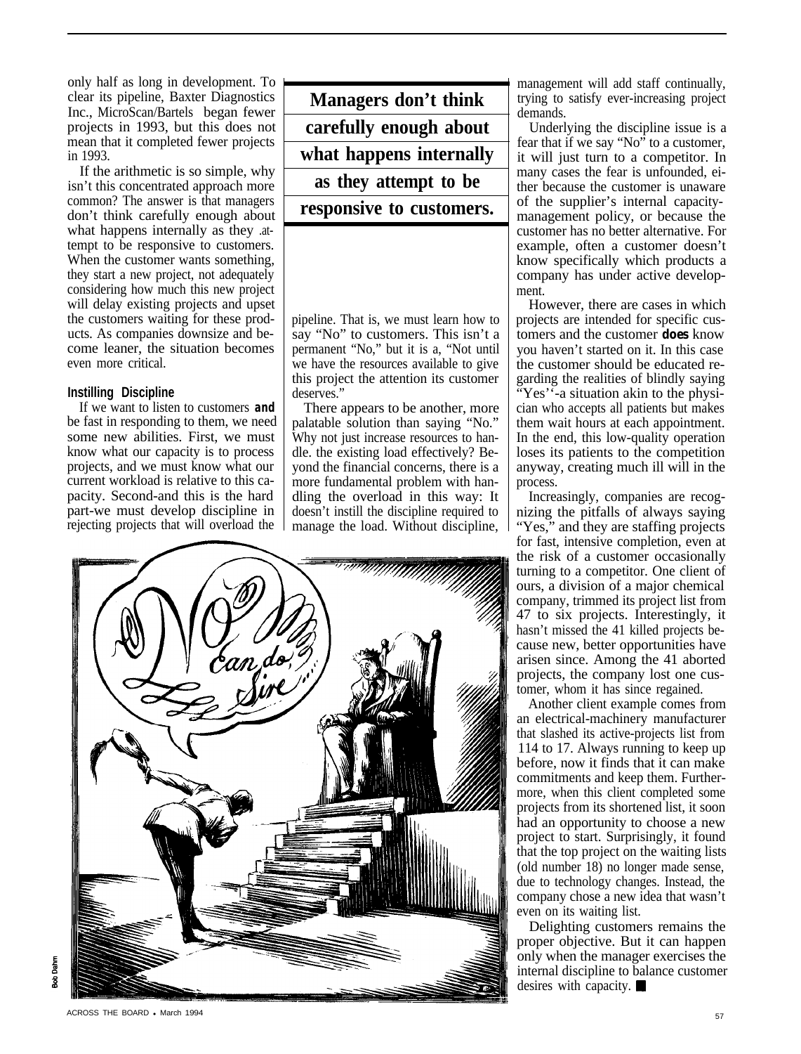only half as long in development. To clear its pipeline, Baxter Diagnostics Inc., MicroScan/Bartels began fewer projects in 1993, but this does not mean that it completed fewer projects in 1993.

If the arithmetic is so simple, why isn't this concentrated approach more common? The answer is that managers don't think carefully enough about what happens internally as they attempt to be responsive to customers. When the customer wants something, they start a new project, not adequately considering how much this new project will delay existing projects and upset the customers waiting for these products. As companies downsize and become leaner, the situation becomes even more critical.

**Managers don't think carefully enough about what happens internally as they attempt to be responsive to customers.**

### Instilling Discipline

If we want to listen to customers **and** be fast in responding to them, we need some new abilities. First, we must know what our capacity is to process projects, and we must know what our current workload is relative to this capacity. Second-and this is the hard part-we must develop discipline in rejecting projects that will overload the pipeline. That is, we must learn how to say "No" to customers. This isn't a permanent "No," but it is a, "Not until we have the resources available to give this project the attention its customer deserves."

There appears to be another, more palatable solution than saying "No." Why not just increase resources to handle. the existing load effectively? Beyond the financial concerns, there is a more fundamental problem with handling the overload in this way: It doesn't instill the discipline required to manage the load. Without discipline, management will add staff continually, trying to satisfy ever-increasing project demands.

Underlying the discipline issue is a fear that if we say "No" to a customer, it will just turn to a competitor. In many cases the fear is unfounded, either because the customer is unaware of the supplier's internal capacity-management policy, or because the customer has no better alternative. For example, often a customer doesn't know specifically which products a company has under active development.

However, there are cases in which projects are intended for specific customers and the customer **does** know you haven't started on it. In this case the customer should be educated regarding the realities of blindly saying "Yes''-a situation akin to the physician who accepts all patients but makes them wait hours at each appointment. In the end, this low-quality operation loses its patients to the competition anyway, creating much ill will in the process.

Increasingly, companies are recognizing the pitfalls of always saying "Yes," and they are staffing projects for fast, intensive completion, even at the risk of a customer occasionally turning to a competitor. One client of ours, a division of a major chemical company, trimmed its project list from 47 to six projects. Interestingly, it hasn't missed the 41 killed projects because new, better opportunities have arisen since. Among the 41 aborted projects, the company lost one customer, whom it has since regained.

Another client example comes from an electrical-machinery manufacturer that slashed its active-projects list from 114 to 17. Always running to keep up before, now it finds that it can make commitments and keep them. Furthermore, when this client completed some projects from its shortened list, it soon had an opportunity to choose a new project to start. Surprisingly, it found that the top project on the waiting lists (old number 18) no longer made sense, due to technology changes. Instead, the company chose a new idea that wasn't even on its waiting list.

Delighting customers remains the proper objective. But it can happen only when the manager exercises the internal discipline to balance customer desires with capacity. ■

Bob Dahm